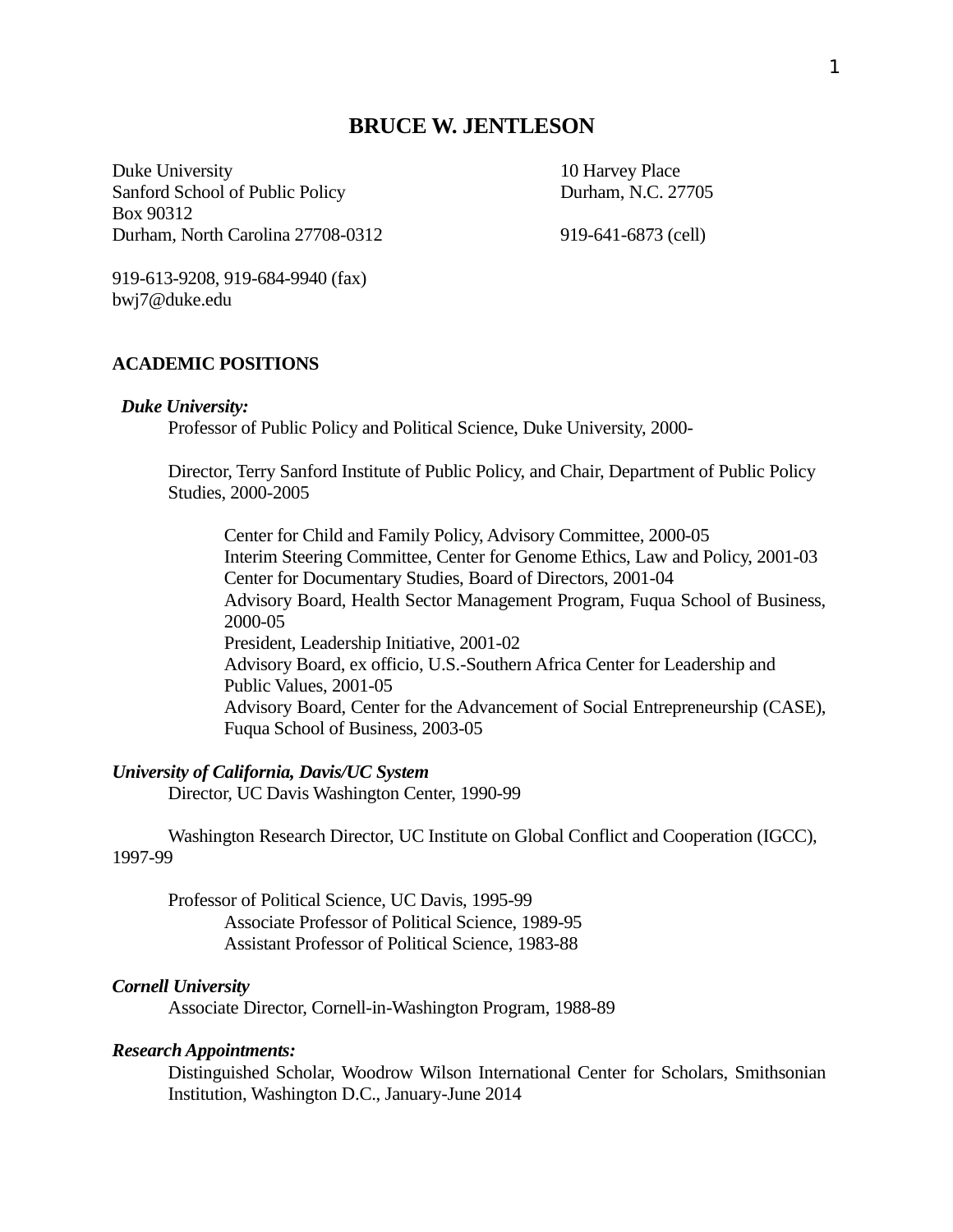# BRUCE W. JENTLESON

Duke University
Sanford School of Public Policy
Box 90312
Durham, North Carolina 27708-0312

919-613-9208, 919-684-9940 (fax)
bwj7@duke.edu

10 Harvey Place
Durham, N.C. 27705

919-641-6873 (cell)

## ACADEMIC POSITIONS

***Duke University:***

Professor of Public Policy and Political Science, Duke University, 2000-

Director, Terry Sanford Institute of Public Policy, and Chair, Department of Public Policy Studies, 2000-2005

- Center for Child and Family Policy, Advisory Committee, 2000-05
- Interim Steering Committee, Center for Genome Ethics, Law and Policy, 2001-03
- Center for Documentary Studies, Board of Directors, 2001-04
- Advisory Board, Health Sector Management Program, Fuqua School of Business, 2000-05
- President, Leadership Initiative, 2001-02
- Advisory Board, ex officio, U.S.-Southern Africa Center for Leadership and Public Values, 2001-05
- Advisory Board, Center for the Advancement of Social Entrepreneurship (CASE), Fuqua School of Business, 2003-05

***University of California, Davis/UC System***

Director, UC Davis Washington Center, 1990-99

Washington Research Director, UC Institute on Global Conflict and Cooperation (IGCC), 1997-99

Professor of Political Science, UC Davis, 1995-99
- Associate Professor of Political Science, 1989-95
- Assistant Professor of Political Science, 1983-88

***Cornell University***

Associate Director, Cornell-in-Washington Program, 1988-89

***Research Appointments:***

Distinguished Scholar, Woodrow Wilson International Center for Scholars, Smithsonian Institution, Washington D.C., January-June 2014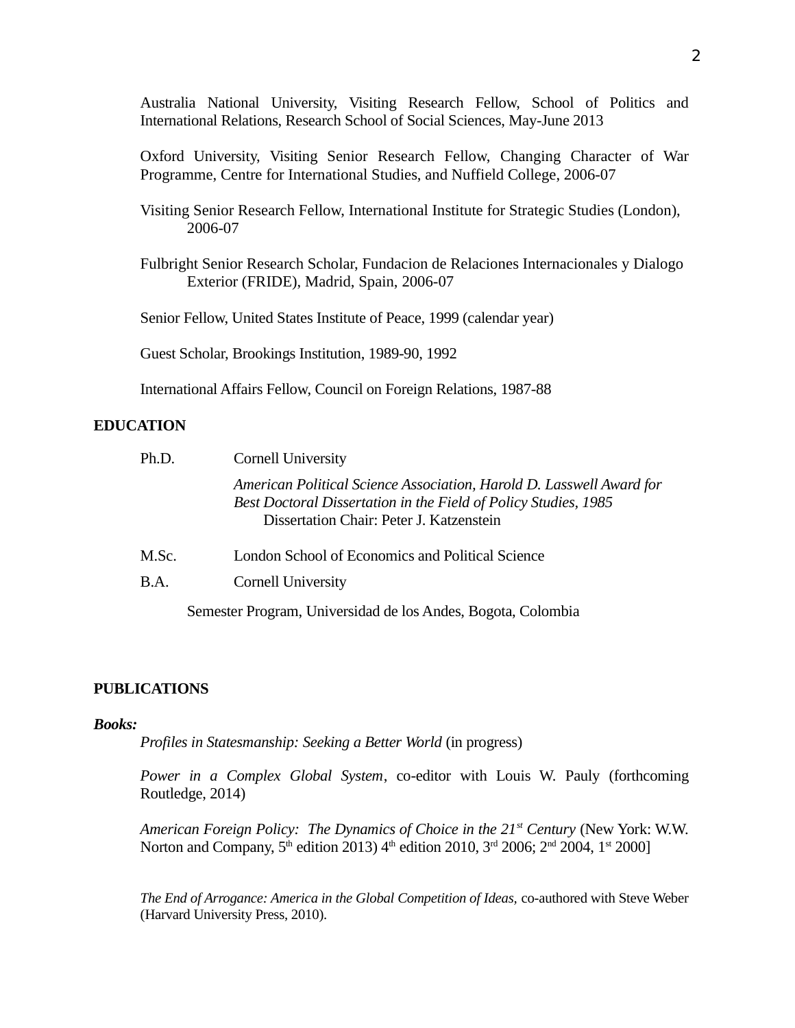Australia National University, Visiting Research Fellow, School of Politics and International Relations, Research School of Social Sciences, May-June 2013

Oxford University, Visiting Senior Research Fellow, Changing Character of War Programme, Centre for International Studies, and Nuffield College, 2006-07

Visiting Senior Research Fellow, International Institute for Strategic Studies (London), 2006-07

Fulbright Senior Research Scholar, Fundacion de Relaciones Internacionales y Dialogo Exterior (FRIDE), Madrid, Spain, 2006-07

Senior Fellow, United States Institute of Peace, 1999 (calendar year)

Guest Scholar, Brookings Institution, 1989-90, 1992

International Affairs Fellow, Council on Foreign Relations, 1987-88

**EDUCATION**

Ph.D. Cornell University

*American Political Science Association, Harold D. Lasswell Award for Best Doctoral Dissertation in the Field of Policy Studies, 1985*
Dissertation Chair: Peter J. Katzenstein

M.Sc. London School of Economics and Political Science

B.A. Cornell University

Semester Program, Universidad de los Andes, Bogota, Colombia

**PUBLICATIONS**

***Books:***

*Profiles in Statesmanship: Seeking a Better World* (in progress)

*Power in a Complex Global System*, co-editor with Louis W. Pauly (forthcoming Routledge, 2014)

*American Foreign Policy: The Dynamics of Choice in the 21st Century* (New York: W.W. Norton and Company, 5th edition 2013) 4th edition 2010, 3rd 2006; 2nd 2004, 1st 2000]

*The End of Arrogance: America in the Global Competition of Ideas,* co-authored with Steve Weber (Harvard University Press, 2010).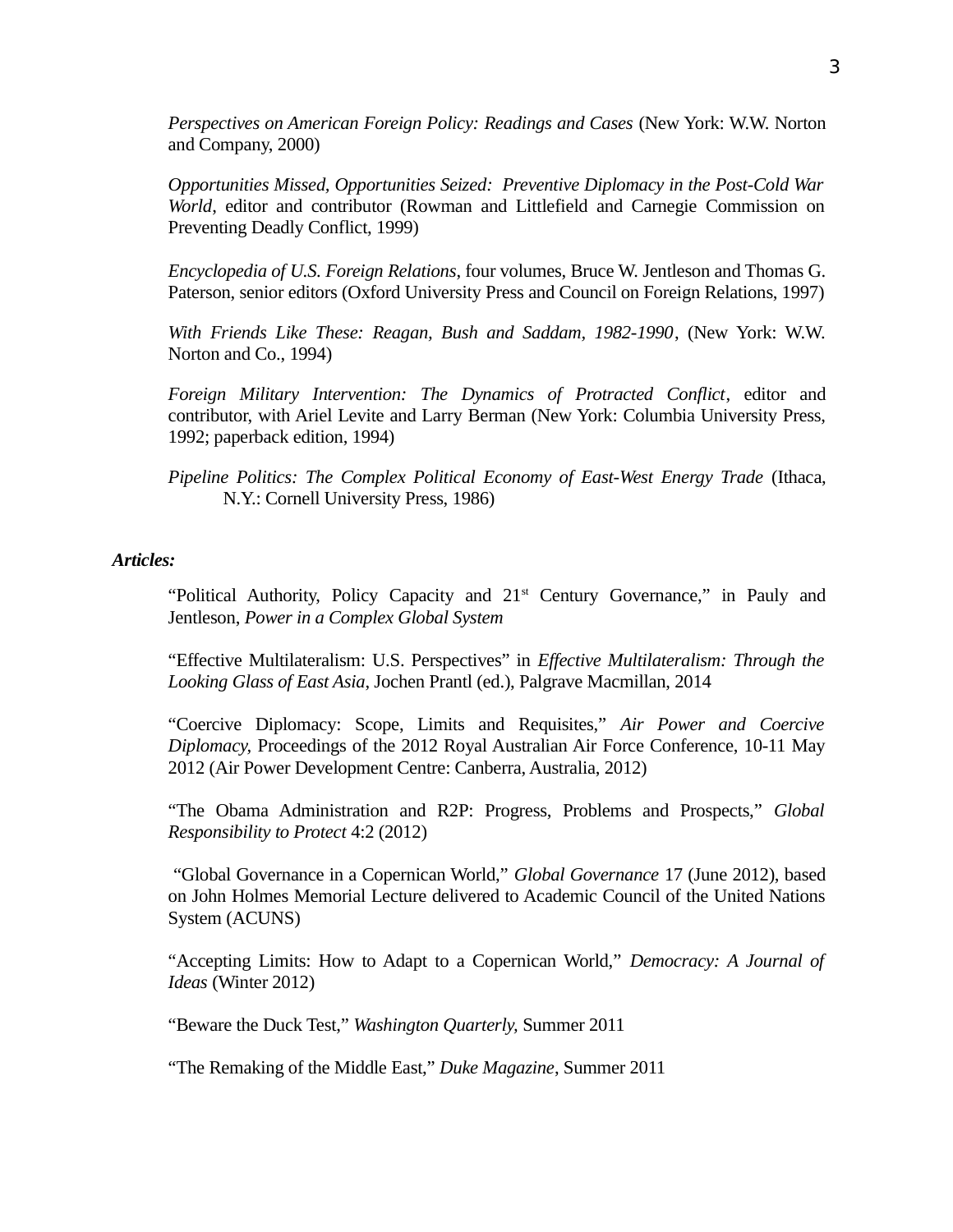*Perspectives on American Foreign Policy: Readings and Cases* (New York: W.W. Norton and Company, 2000)

*Opportunities Missed, Opportunities Seized: Preventive Diplomacy in the Post-Cold War World*, editor and contributor (Rowman and Littlefield and Carnegie Commission on Preventing Deadly Conflict, 1999)

*Encyclopedia of U.S. Foreign Relations*, four volumes, Bruce W. Jentleson and Thomas G. Paterson, senior editors (Oxford University Press and Council on Foreign Relations, 1997)

*With Friends Like These: Reagan, Bush and Saddam, 1982-1990*, (New York: W.W. Norton and Co., 1994)

*Foreign Military Intervention: The Dynamics of Protracted Conflict*, editor and contributor, with Ariel Levite and Larry Berman (New York: Columbia University Press, 1992; paperback edition, 1994)

*Pipeline Politics: The Complex Political Economy of East-West Energy Trade* (Ithaca, N.Y.: Cornell University Press, 1986)

***Articles:***

"Political Authority, Policy Capacity and 21st Century Governance," in Pauly and Jentleson, *Power in a Complex Global System*

"Effective Multilateralism: U.S. Perspectives" in *Effective Multilateralism: Through the Looking Glass of East Asia*, Jochen Prantl (ed.), Palgrave Macmillan, 2014

"Coercive Diplomacy: Scope, Limits and Requisites," *Air Power and Coercive Diplomacy,* Proceedings of the 2012 Royal Australian Air Force Conference, 10-11 May 2012 (Air Power Development Centre: Canberra, Australia, 2012)

"The Obama Administration and R2P: Progress, Problems and Prospects," *Global Responsibility to Protect* 4:2 (2012)

"Global Governance in a Copernican World," *Global Governance* 17 (June 2012), based on John Holmes Memorial Lecture delivered to Academic Council of the United Nations System (ACUNS)

"Accepting Limits: How to Adapt to a Copernican World," *Democracy: A Journal of Ideas* (Winter 2012)

"Beware the Duck Test," *Washington Quarterly,* Summer 2011

"The Remaking of the Middle East," *Duke Magazine*, Summer 2011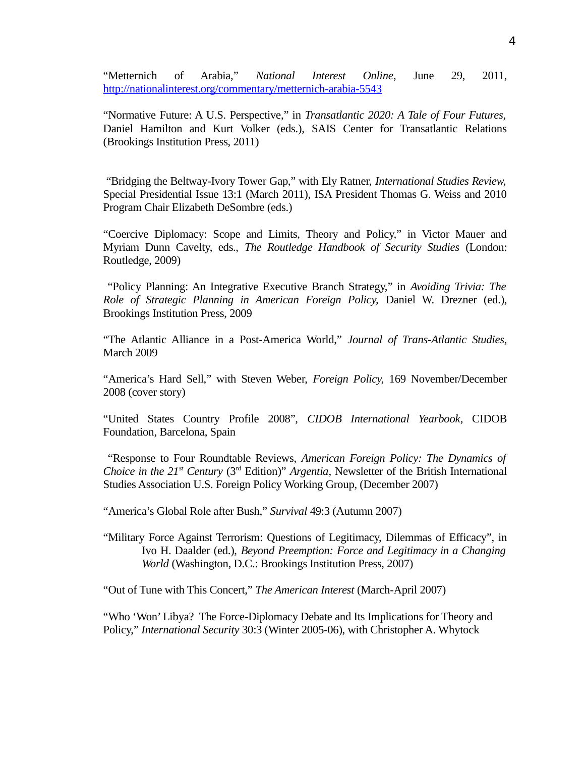"Metternich of Arabia," *National Interest Online*, June 29, 2011, http://nationalinterest.org/commentary/metternich-arabia-5543

"Normative Future: A U.S. Perspective," in *Transatlantic 2020: A Tale of Four Futures*, Daniel Hamilton and Kurt Volker (eds.), SAIS Center for Transatlantic Relations (Brookings Institution Press, 2011)

"Bridging the Beltway-Ivory Tower Gap," with Ely Ratner, *International Studies Review,* Special Presidential Issue 13:1 (March 2011), ISA President Thomas G. Weiss and 2010 Program Chair Elizabeth DeSombre (eds.)

"Coercive Diplomacy: Scope and Limits, Theory and Policy," in Victor Mauer and Myriam Dunn Cavelty, eds., *The Routledge Handbook of Security Studies* (London: Routledge, 2009)

"Policy Planning: An Integrative Executive Branch Strategy," in *Avoiding Trivia: The Role of Strategic Planning in American Foreign Policy,* Daniel W. Drezner (ed.), Brookings Institution Press, 2009

"The Atlantic Alliance in a Post-America World," *Journal of Trans-Atlantic Studies,* March 2009

"America's Hard Sell," with Steven Weber, *Foreign Policy,* 169 November/December 2008 (cover story)

"United States Country Profile 2008", *CIDOB International Yearbook*, CIDOB Foundation, Barcelona, Spain

"Response to Four Roundtable Reviews, *American Foreign Policy: The Dynamics of Choice in the 21st Century* (3rd Edition)" *Argentia*, Newsletter of the British International Studies Association U.S. Foreign Policy Working Group, (December 2007)

"America's Global Role after Bush," *Survival* 49:3 (Autumn 2007)

"Military Force Against Terrorism: Questions of Legitimacy, Dilemmas of Efficacy", in Ivo H. Daalder (ed.), *Beyond Preemption: Force and Legitimacy in a Changing World* (Washington, D.C.: Brookings Institution Press, 2007)

"Out of Tune with This Concert," *The American Interest* (March-April 2007)

"Who 'Won' Libya? The Force-Diplomacy Debate and Its Implications for Theory and Policy," *International Security* 30:3 (Winter 2005-06), with Christopher A. Whytock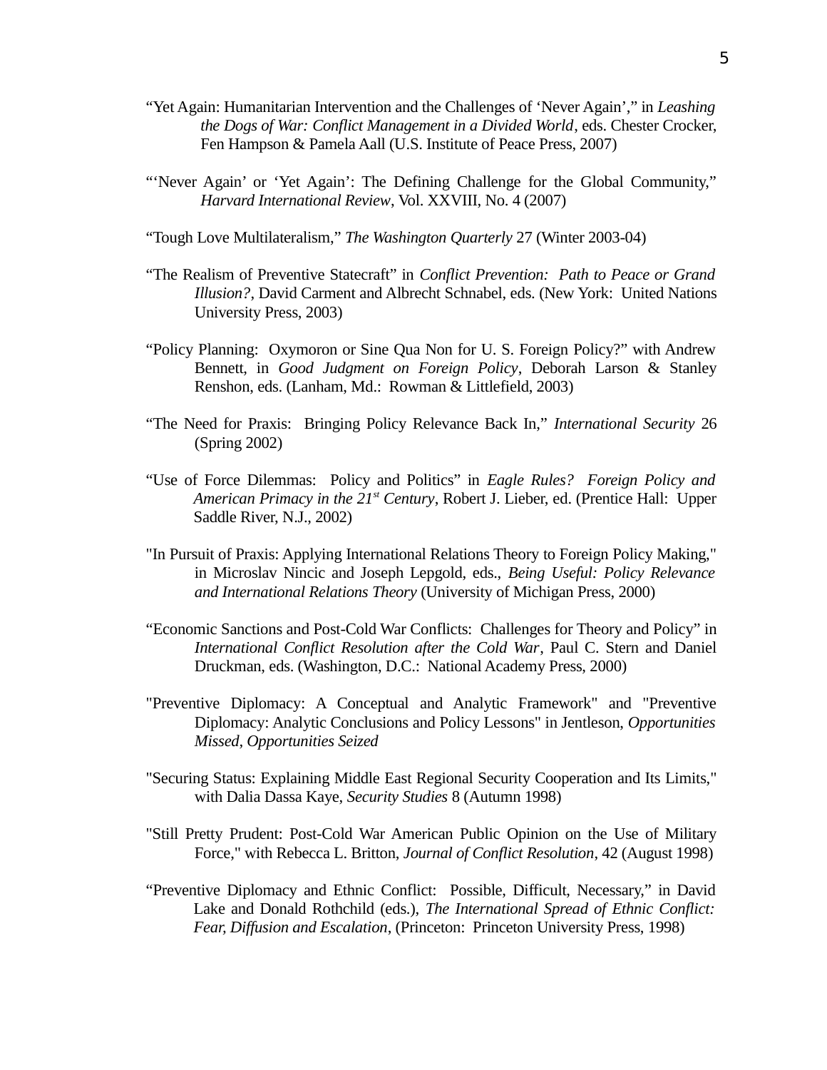"Yet Again: Humanitarian Intervention and the Challenges of 'Never Again'," in *Leashing the Dogs of War: Conflict Management in a Divided World*, eds. Chester Crocker, Fen Hampson & Pamela Aall (U.S. Institute of Peace Press, 2007)

"'Never Again' or 'Yet Again': The Defining Challenge for the Global Community," *Harvard International Review*, Vol. XXVIII, No. 4 (2007)

"Tough Love Multilateralism," *The Washington Quarterly* 27 (Winter 2003-04)

"The Realism of Preventive Statecraft" in *Conflict Prevention: Path to Peace or Grand Illusion?*, David Carment and Albrecht Schnabel, eds. (New York: United Nations University Press, 2003)

"Policy Planning: Oxymoron or Sine Qua Non for U. S. Foreign Policy?" with Andrew Bennett, in *Good Judgment on Foreign Policy*, Deborah Larson & Stanley Renshon, eds. (Lanham, Md.: Rowman & Littlefield, 2003)

"The Need for Praxis: Bringing Policy Relevance Back In," *International Security* 26 (Spring 2002)

"Use of Force Dilemmas: Policy and Politics" in *Eagle Rules? Foreign Policy and American Primacy in the 21st Century*, Robert J. Lieber, ed. (Prentice Hall: Upper Saddle River, N.J., 2002)

"In Pursuit of Praxis: Applying International Relations Theory to Foreign Policy Making," in Microslav Nincic and Joseph Lepgold, eds., *Being Useful: Policy Relevance and International Relations Theory* (University of Michigan Press, 2000)

"Economic Sanctions and Post-Cold War Conflicts: Challenges for Theory and Policy" in *International Conflict Resolution after the Cold War*, Paul C. Stern and Daniel Druckman, eds. (Washington, D.C.: National Academy Press, 2000)

"Preventive Diplomacy: A Conceptual and Analytic Framework" and "Preventive Diplomacy: Analytic Conclusions and Policy Lessons" in Jentleson, *Opportunities Missed, Opportunities Seized*

"Securing Status: Explaining Middle East Regional Security Cooperation and Its Limits," with Dalia Dassa Kaye, *Security Studies* 8 (Autumn 1998)

"Still Pretty Prudent: Post-Cold War American Public Opinion on the Use of Military Force," with Rebecca L. Britton, *Journal of Conflict Resolution*, 42 (August 1998)

"Preventive Diplomacy and Ethnic Conflict: Possible, Difficult, Necessary," in David Lake and Donald Rothchild (eds.), *The International Spread of Ethnic Conflict: Fear, Diffusion and Escalation*, (Princeton: Princeton University Press, 1998)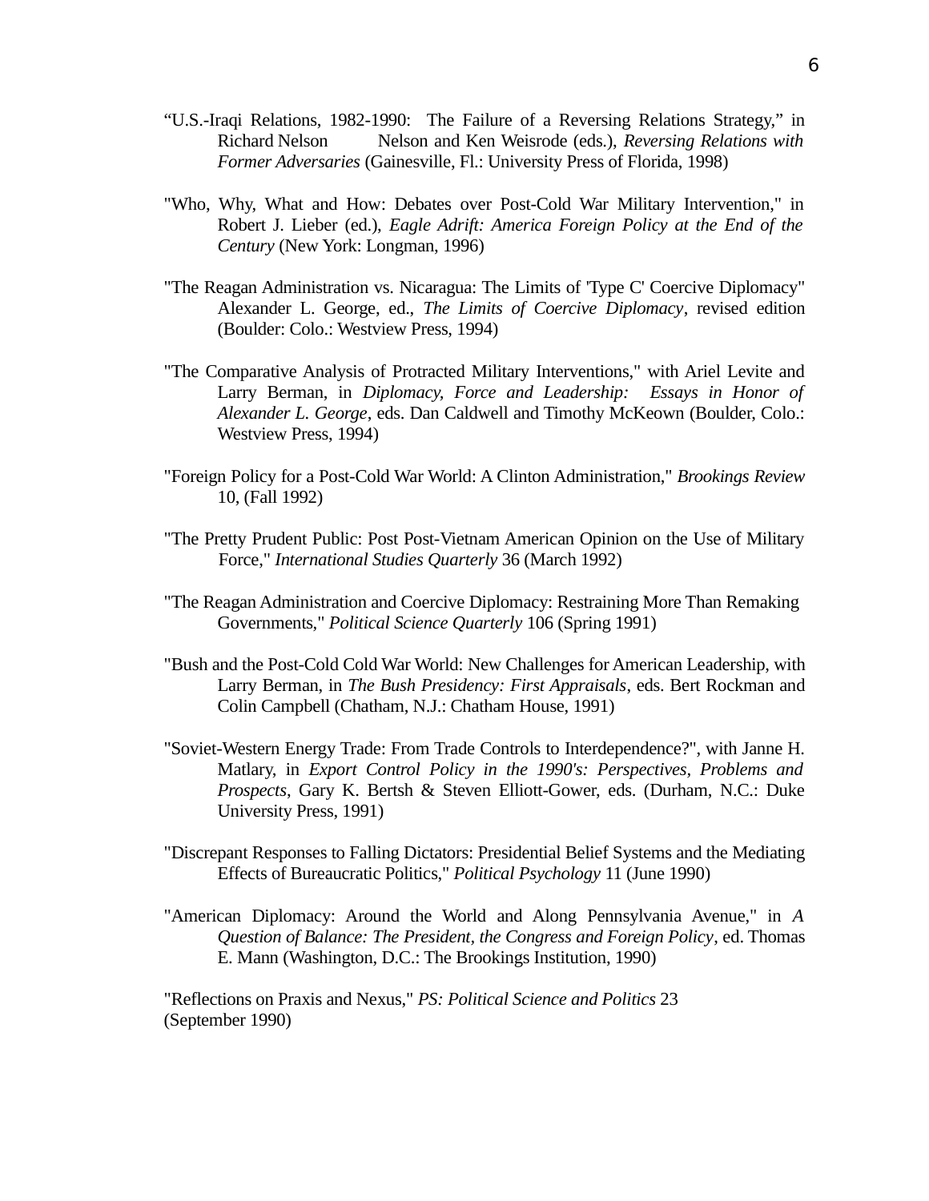"U.S.-Iraqi Relations, 1982-1990: The Failure of a Reversing Relations Strategy," in Richard Nelson Nelson and Ken Weisrode (eds.), *Reversing Relations with Former Adversaries* (Gainesville, Fl.: University Press of Florida, 1998)

"Who, Why, What and How: Debates over Post-Cold War Military Intervention," in Robert J. Lieber (ed.), *Eagle Adrift: America Foreign Policy at the End of the Century* (New York: Longman, 1996)

"The Reagan Administration vs. Nicaragua: The Limits of 'Type C' Coercive Diplomacy" Alexander L. George, ed., *The Limits of Coercive Diplomacy*, revised edition (Boulder: Colo.: Westview Press, 1994)

"The Comparative Analysis of Protracted Military Interventions," with Ariel Levite and Larry Berman, in *Diplomacy, Force and Leadership: Essays in Honor of Alexander L. George*, eds. Dan Caldwell and Timothy McKeown (Boulder, Colo.: Westview Press, 1994)

"Foreign Policy for a Post-Cold War World: A Clinton Administration," *Brookings Review* 10, (Fall 1992)

"The Pretty Prudent Public: Post Post-Vietnam American Opinion on the Use of Military Force," *International Studies Quarterly* 36 (March 1992)

"The Reagan Administration and Coercive Diplomacy: Restraining More Than Remaking Governments," *Political Science Quarterly* 106 (Spring 1991)

"Bush and the Post-Cold Cold War World: New Challenges for American Leadership, with Larry Berman, in *The Bush Presidency: First Appraisals*, eds. Bert Rockman and Colin Campbell (Chatham, N.J.: Chatham House, 1991)

"Soviet-Western Energy Trade: From Trade Controls to Interdependence?", with Janne H. Matlary, in *Export Control Policy in the 1990's: Perspectives, Problems and Prospects*, Gary K. Bertsh & Steven Elliott-Gower, eds. (Durham, N.C.: Duke University Press, 1991)

"Discrepant Responses to Falling Dictators: Presidential Belief Systems and the Mediating Effects of Bureaucratic Politics," *Political Psychology* 11 (June 1990)

"American Diplomacy: Around the World and Along Pennsylvania Avenue," in *A Question of Balance: The President, the Congress and Foreign Policy*, ed. Thomas E. Mann (Washington, D.C.: The Brookings Institution, 1990)

"Reflections on Praxis and Nexus," *PS: Political Science and Politics* 23 (September 1990)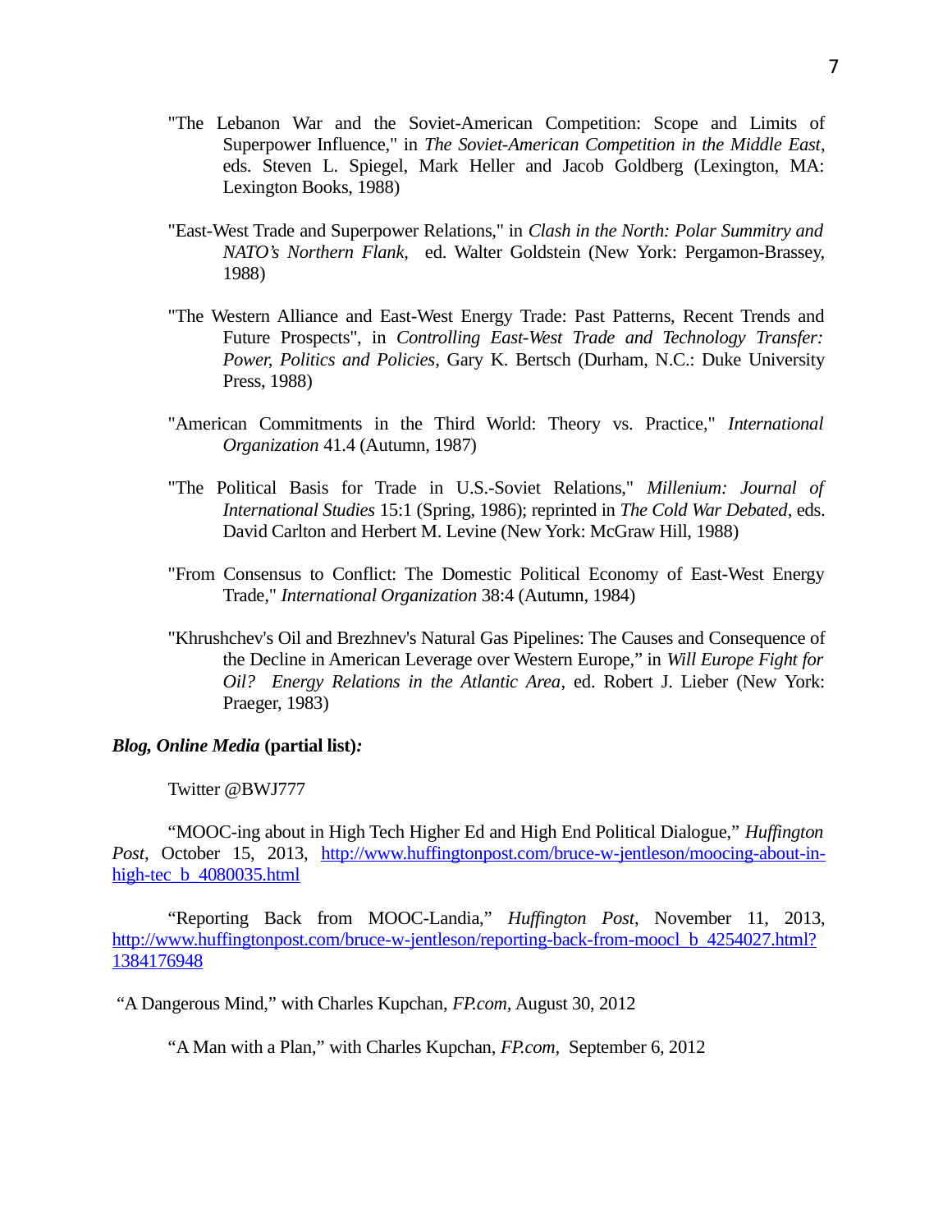"The Lebanon War and the Soviet-American Competition: Scope and Limits of Superpower Influence," in *The Soviet-American Competition in the Middle East*, eds. Steven L. Spiegel, Mark Heller and Jacob Goldberg (Lexington, MA: Lexington Books, 1988)

"East-West Trade and Superpower Relations," in *Clash in the North: Polar Summitry and NATO's Northern Flank,* ed. Walter Goldstein (New York: Pergamon-Brassey, 1988)

"The Western Alliance and East-West Energy Trade: Past Patterns, Recent Trends and Future Prospects", in *Controlling East-West Trade and Technology Transfer: Power, Politics and Policies*, Gary K. Bertsch (Durham, N.C.: Duke University Press, 1988)

"American Commitments in the Third World: Theory vs. Practice," *International Organization* 41.4 (Autumn, 1987)

"The Political Basis for Trade in U.S.-Soviet Relations," *Millenium: Journal of International Studies* 15:1 (Spring, 1986); reprinted in *The Cold War Debated*, eds. David Carlton and Herbert M. Levine (New York: McGraw Hill, 1988)

"From Consensus to Conflict: The Domestic Political Economy of East-West Energy Trade," *International Organization* 38:4 (Autumn, 1984)

"Khrushchev's Oil and Brezhnev's Natural Gas Pipelines: The Causes and Consequence of the Decline in American Leverage over Western Europe," in *Will Europe Fight for Oil? Energy Relations in the Atlantic Area*, ed. Robert J. Lieber (New York: Praeger, 1983)

***Blog, Online Media* (partial list):**

Twitter @BWJ777

"MOOC-ing about in High Tech Higher Ed and High End Political Dialogue," *Huffington Post*, October 15, 2013, http://www.huffingtonpost.com/bruce-w-jentleson/moocing-about-in-high-tec_b_4080035.html

"Reporting Back from MOOC-Landia," *Huffington Post*, November 11, 2013, http://www.huffingtonpost.com/bruce-w-jentleson/reporting-back-from-moocl_b_4254027.html?1384176948

"A Dangerous Mind," with Charles Kupchan, *FP.com*, August 30, 2012

"A Man with a Plan," with Charles Kupchan, *FP.com*, September 6, 2012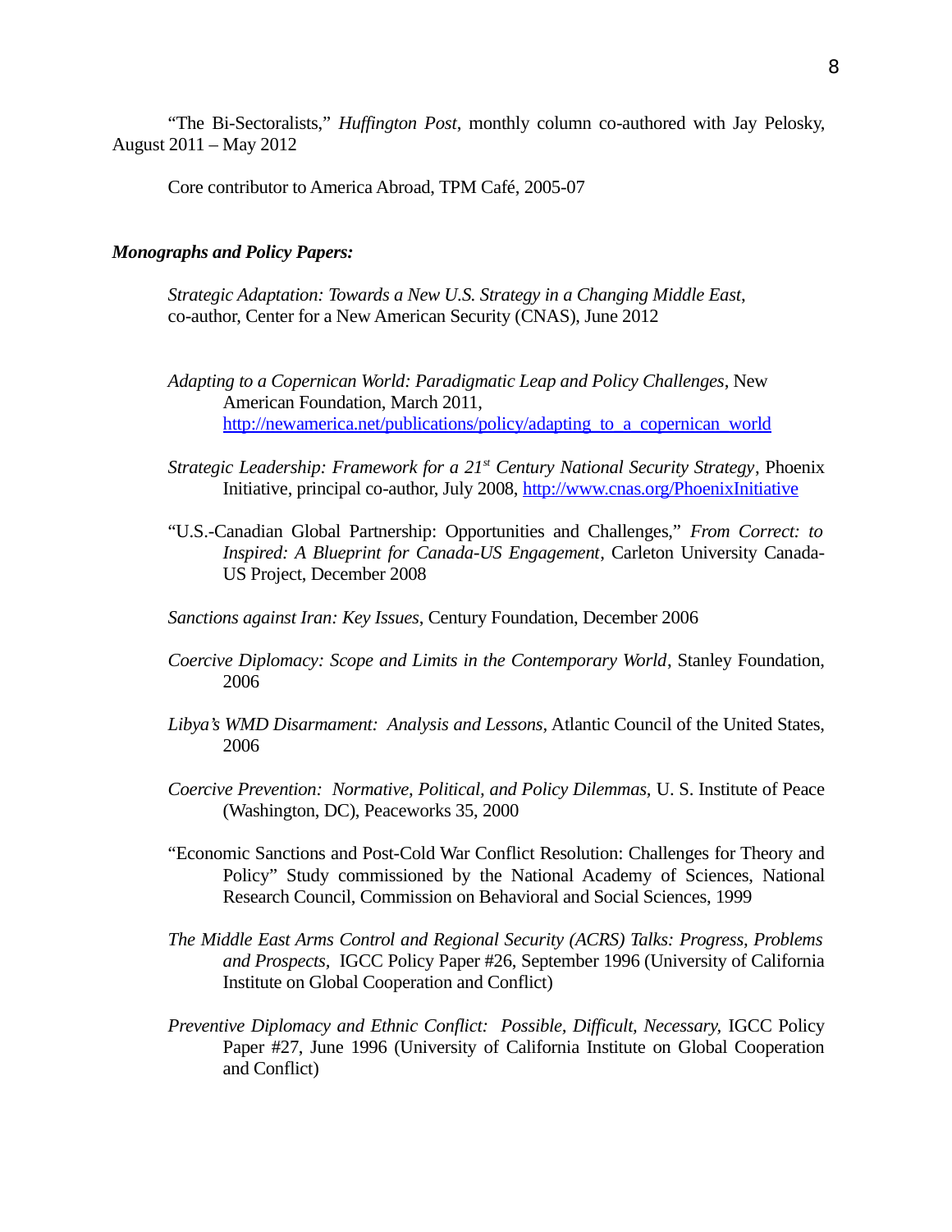"The Bi-Sectoralists," *Huffington Post*, monthly column co-authored with Jay Pelosky, August 2011 – May 2012

Core contributor to America Abroad, TPM Café, 2005-07

***Monographs and Policy Papers:***

*Strategic Adaptation: Towards a New U.S. Strategy in a Changing Middle East*, co-author, Center for a New American Security (CNAS), June 2012

*Adapting to a Copernican World: Paradigmatic Leap and Policy Challenges*, New American Foundation, March 2011, http://newamerica.net/publications/policy/adapting_to_a_copernican_world

*Strategic Leadership: Framework for a 21st Century National Security Strategy*, Phoenix Initiative, principal co-author, July 2008, http://www.cnas.org/PhoenixInitiative

"U.S.-Canadian Global Partnership: Opportunities and Challenges," *From Correct: to Inspired: A Blueprint for Canada-US Engagement*, Carleton University Canada-US Project, December 2008

*Sanctions against Iran: Key Issues*, Century Foundation, December 2006

*Coercive Diplomacy: Scope and Limits in the Contemporary World*, Stanley Foundation, 2006

*Libya's WMD Disarmament: Analysis and Lessons*, Atlantic Council of the United States, 2006

*Coercive Prevention: Normative, Political, and Policy Dilemmas,* U. S. Institute of Peace (Washington, DC), Peaceworks 35, 2000

"Economic Sanctions and Post-Cold War Conflict Resolution: Challenges for Theory and Policy" Study commissioned by the National Academy of Sciences, National Research Council, Commission on Behavioral and Social Sciences, 1999

*The Middle East Arms Control and Regional Security (ACRS) Talks: Progress, Problems and Prospects,* IGCC Policy Paper #26, September 1996 (University of California Institute on Global Cooperation and Conflict)

*Preventive Diplomacy and Ethnic Conflict: Possible, Difficult, Necessary,* IGCC Policy Paper #27, June 1996 (University of California Institute on Global Cooperation and Conflict)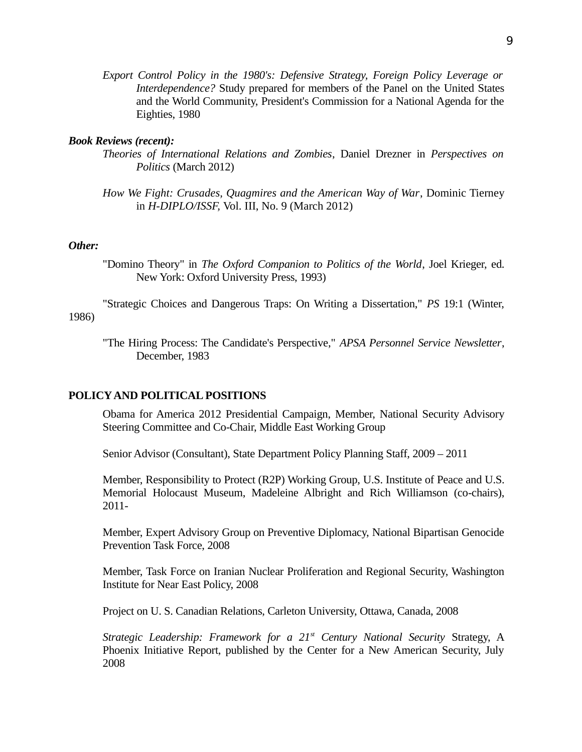*Export Control Policy in the 1980's: Defensive Strategy, Foreign Policy Leverage or Interdependence?* Study prepared for members of the Panel on the United States and the World Community, President's Commission for a National Agenda for the Eighties, 1980

***Book Reviews (recent):***

*Theories of International Relations and Zombies*, Daniel Drezner in *Perspectives on Politics* (March 2012)

*How We Fight: Crusades, Quagmires and the American Way of War*, Dominic Tierney in *H-DIPLO/ISSF*, Vol. III, No. 9 (March 2012)

***Other:***

"Domino Theory" in *The Oxford Companion to Politics of the World*, Joel Krieger, ed. New York: Oxford University Press, 1993)

"Strategic Choices and Dangerous Traps: On Writing a Dissertation," *PS* 19:1 (Winter, 1986)

"The Hiring Process: The Candidate's Perspective," *APSA Personnel Service Newsletter*, December, 1983

**POLICY AND POLITICAL POSITIONS**

Obama for America 2012 Presidential Campaign, Member, National Security Advisory Steering Committee and Co-Chair, Middle East Working Group

Senior Advisor (Consultant), State Department Policy Planning Staff, 2009 – 2011

Member, Responsibility to Protect (R2P) Working Group, U.S. Institute of Peace and U.S. Memorial Holocaust Museum, Madeleine Albright and Rich Williamson (co-chairs), 2011-

Member, Expert Advisory Group on Preventive Diplomacy, National Bipartisan Genocide Prevention Task Force, 2008

Member, Task Force on Iranian Nuclear Proliferation and Regional Security, Washington Institute for Near East Policy, 2008

Project on U. S. Canadian Relations, Carleton University, Ottawa, Canada, 2008

*Strategic Leadership: Framework for a 21st Century National Security* Strategy, A Phoenix Initiative Report, published by the Center for a New American Security, July 2008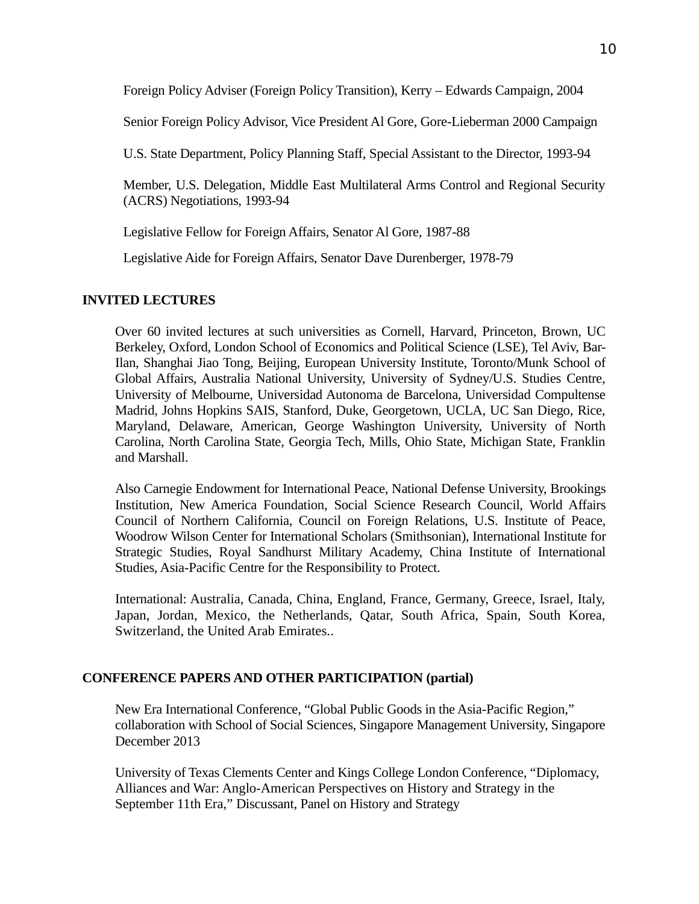Foreign Policy Adviser (Foreign Policy Transition), Kerry – Edwards Campaign, 2004

Senior Foreign Policy Advisor, Vice President Al Gore, Gore-Lieberman 2000 Campaign

U.S. State Department, Policy Planning Staff, Special Assistant to the Director, 1993-94

Member, U.S. Delegation, Middle East Multilateral Arms Control and Regional Security (ACRS) Negotiations, 1993-94

Legislative Fellow for Foreign Affairs, Senator Al Gore, 1987-88

Legislative Aide for Foreign Affairs, Senator Dave Durenberger, 1978-79

## INVITED LECTURES

Over 60 invited lectures at such universities as Cornell, Harvard, Princeton, Brown, UC Berkeley, Oxford, London School of Economics and Political Science (LSE), Tel Aviv, Bar-Ilan, Shanghai Jiao Tong, Beijing, European University Institute, Toronto/Munk School of Global Affairs, Australia National University, University of Sydney/U.S. Studies Centre, University of Melbourne, Universidad Autonoma de Barcelona, Universidad Compultense Madrid, Johns Hopkins SAIS, Stanford, Duke, Georgetown, UCLA, UC San Diego, Rice, Maryland, Delaware, American, George Washington University, University of North Carolina, North Carolina State, Georgia Tech, Mills, Ohio State, Michigan State, Franklin and Marshall.

Also Carnegie Endowment for International Peace, National Defense University, Brookings Institution, New America Foundation, Social Science Research Council, World Affairs Council of Northern California, Council on Foreign Relations, U.S. Institute of Peace, Woodrow Wilson Center for International Scholars (Smithsonian), International Institute for Strategic Studies, Royal Sandhurst Military Academy, China Institute of International Studies, Asia-Pacific Centre for the Responsibility to Protect.

International: Australia, Canada, China, England, France, Germany, Greece, Israel, Italy, Japan, Jordan, Mexico, the Netherlands, Qatar, South Africa, Spain, South Korea, Switzerland, the United Arab Emirates..

## CONFERENCE PAPERS AND OTHER PARTICIPATION (partial)

New Era International Conference, "Global Public Goods in the Asia-Pacific Region," collaboration with School of Social Sciences, Singapore Management University, Singapore December 2013

University of Texas Clements Center and Kings College London Conference, "Diplomacy, Alliances and War: Anglo-American Perspectives on History and Strategy in the September 11th Era," Discussant, Panel on History and Strategy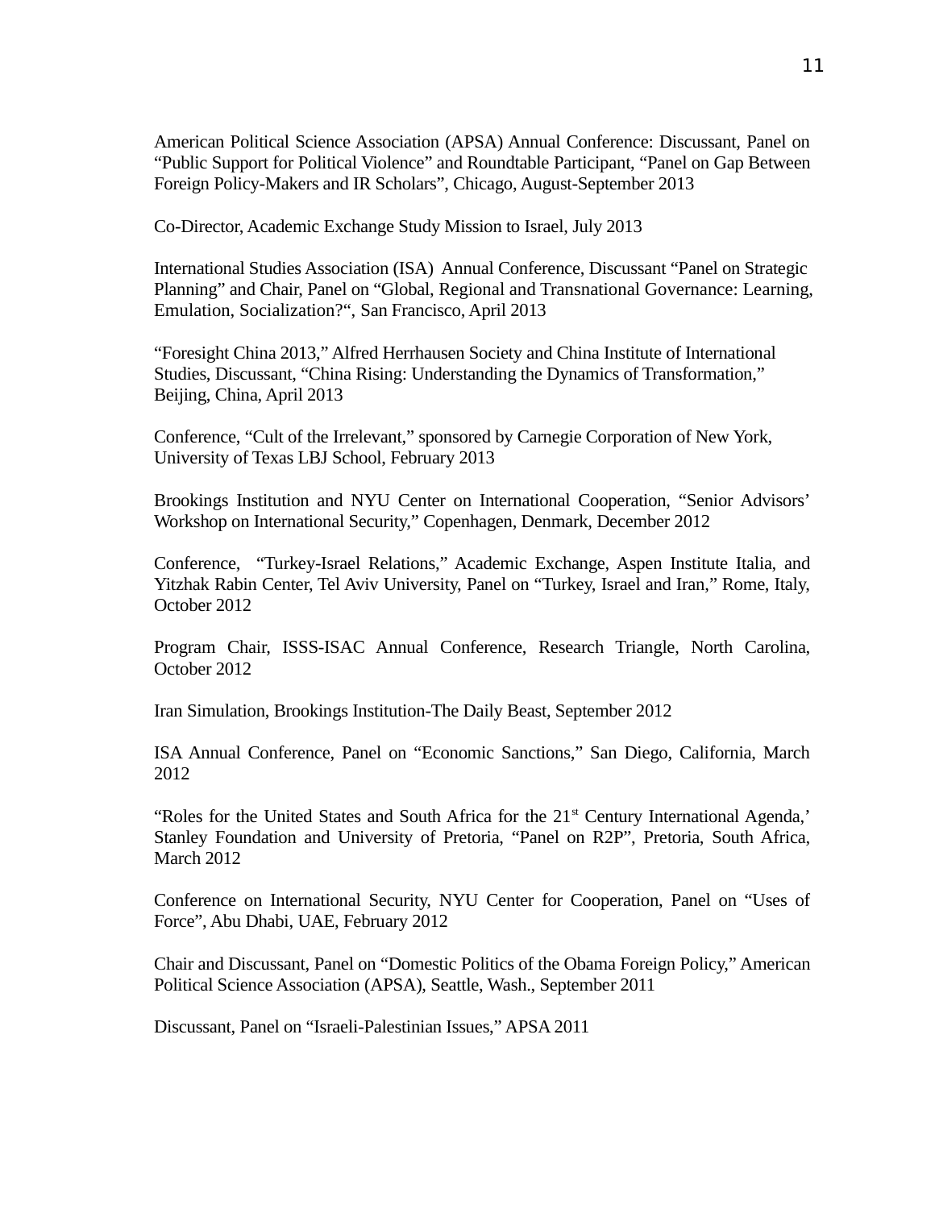American Political Science Association (APSA) Annual Conference: Discussant, Panel on "Public Support for Political Violence" and Roundtable Participant, "Panel on Gap Between Foreign Policy-Makers and IR Scholars", Chicago, August-September 2013

Co-Director, Academic Exchange Study Mission to Israel, July 2013

International Studies Association (ISA) Annual Conference, Discussant "Panel on Strategic Planning" and Chair, Panel on "Global, Regional and Transnational Governance: Learning, Emulation, Socialization?", San Francisco, April 2013

"Foresight China 2013," Alfred Herrhausen Society and China Institute of International Studies, Discussant, "China Rising: Understanding the Dynamics of Transformation," Beijing, China, April 2013

Conference, "Cult of the Irrelevant," sponsored by Carnegie Corporation of New York, University of Texas LBJ School, February 2013

Brookings Institution and NYU Center on International Cooperation, "Senior Advisors' Workshop on International Security," Copenhagen, Denmark, December 2012

Conference, "Turkey-Israel Relations," Academic Exchange, Aspen Institute Italia, and Yitzhak Rabin Center, Tel Aviv University, Panel on "Turkey, Israel and Iran," Rome, Italy, October 2012

Program Chair, ISSS-ISAC Annual Conference, Research Triangle, North Carolina, October 2012

Iran Simulation, Brookings Institution-The Daily Beast, September 2012

ISA Annual Conference, Panel on "Economic Sanctions," San Diego, California, March 2012

"Roles for the United States and South Africa for the 21st Century International Agenda,' Stanley Foundation and University of Pretoria, "Panel on R2P", Pretoria, South Africa, March 2012

Conference on International Security, NYU Center for Cooperation, Panel on "Uses of Force", Abu Dhabi, UAE, February 2012

Chair and Discussant, Panel on "Domestic Politics of the Obama Foreign Policy," American Political Science Association (APSA), Seattle, Wash., September 2011

Discussant, Panel on "Israeli-Palestinian Issues," APSA 2011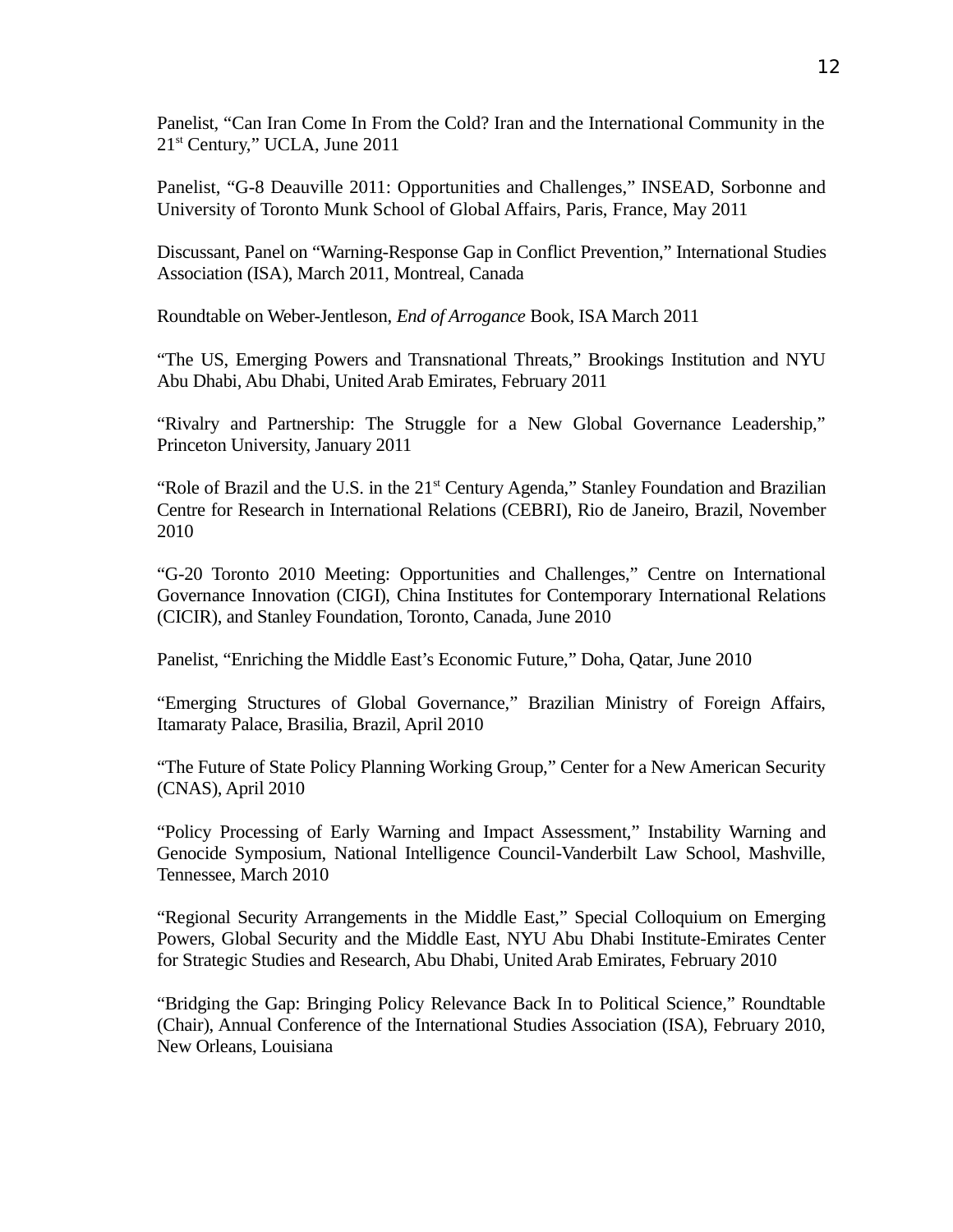Panelist, "Can Iran Come In From the Cold? Iran and the International Community in the 21st Century," UCLA, June 2011

Panelist, "G-8 Deauville 2011: Opportunities and Challenges," INSEAD, Sorbonne and University of Toronto Munk School of Global Affairs, Paris, France, May 2011

Discussant, Panel on "Warning-Response Gap in Conflict Prevention," International Studies Association (ISA), March 2011, Montreal, Canada

Roundtable on Weber-Jentleson, *End of Arrogance* Book, ISA March 2011

"The US, Emerging Powers and Transnational Threats," Brookings Institution and NYU Abu Dhabi, Abu Dhabi, United Arab Emirates, February 2011

"Rivalry and Partnership: The Struggle for a New Global Governance Leadership," Princeton University, January 2011

"Role of Brazil and the U.S. in the 21st Century Agenda," Stanley Foundation and Brazilian Centre for Research in International Relations (CEBRI), Rio de Janeiro, Brazil, November 2010

"G-20 Toronto 2010 Meeting: Opportunities and Challenges," Centre on International Governance Innovation (CIGI), China Institutes for Contemporary International Relations (CICIR), and Stanley Foundation, Toronto, Canada, June 2010

Panelist, "Enriching the Middle East's Economic Future," Doha, Qatar, June 2010

"Emerging Structures of Global Governance," Brazilian Ministry of Foreign Affairs, Itamaraty Palace, Brasilia, Brazil, April 2010

"The Future of State Policy Planning Working Group," Center for a New American Security (CNAS), April 2010

"Policy Processing of Early Warning and Impact Assessment," Instability Warning and Genocide Symposium, National Intelligence Council-Vanderbilt Law School, Mashville, Tennessee, March 2010

"Regional Security Arrangements in the Middle East," Special Colloquium on Emerging Powers, Global Security and the Middle East, NYU Abu Dhabi Institute-Emirates Center for Strategic Studies and Research, Abu Dhabi, United Arab Emirates, February 2010

"Bridging the Gap: Bringing Policy Relevance Back In to Political Science," Roundtable (Chair), Annual Conference of the International Studies Association (ISA), February 2010, New Orleans, Louisiana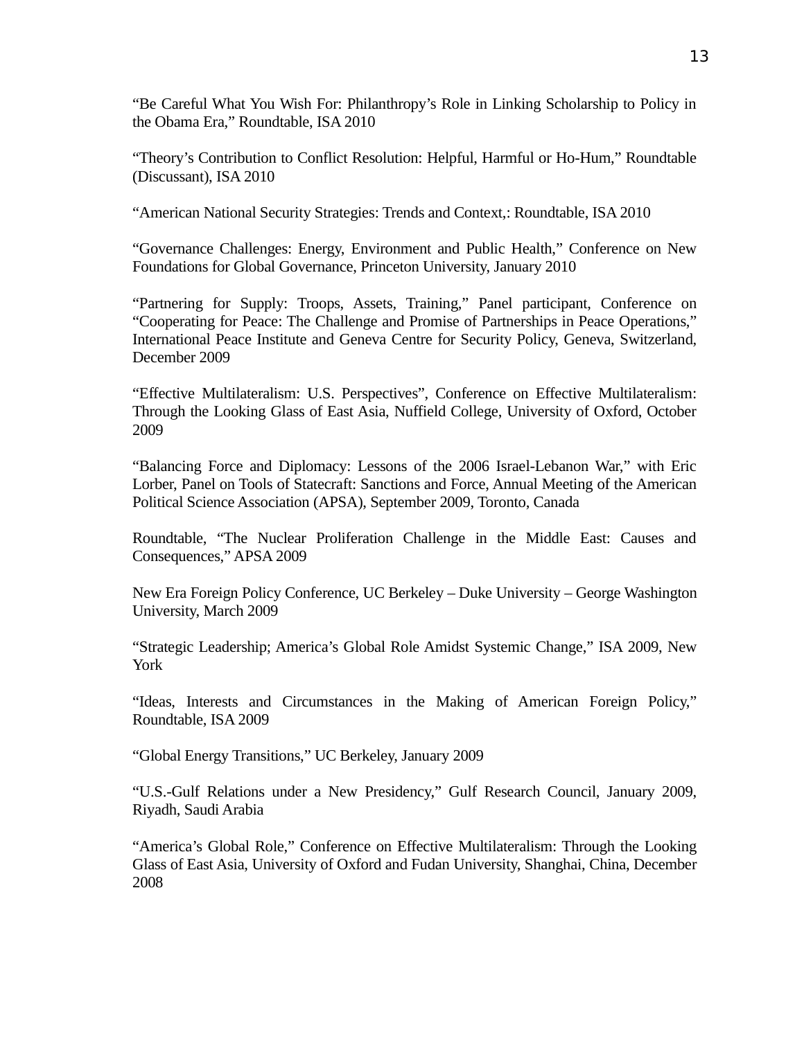"Be Careful What You Wish For: Philanthropy's Role in Linking Scholarship to Policy in the Obama Era," Roundtable, ISA 2010

"Theory's Contribution to Conflict Resolution: Helpful, Harmful or Ho-Hum," Roundtable (Discussant), ISA 2010

"American National Security Strategies: Trends and Context,: Roundtable, ISA 2010

"Governance Challenges: Energy, Environment and Public Health," Conference on New Foundations for Global Governance, Princeton University, January 2010

"Partnering for Supply: Troops, Assets, Training," Panel participant, Conference on "Cooperating for Peace: The Challenge and Promise of Partnerships in Peace Operations," International Peace Institute and Geneva Centre for Security Policy, Geneva, Switzerland, December 2009

"Effective Multilateralism: U.S. Perspectives", Conference on Effective Multilateralism: Through the Looking Glass of East Asia, Nuffield College, University of Oxford, October 2009

"Balancing Force and Diplomacy: Lessons of the 2006 Israel-Lebanon War," with Eric Lorber, Panel on Tools of Statecraft: Sanctions and Force, Annual Meeting of the American Political Science Association (APSA), September 2009, Toronto, Canada

Roundtable, "The Nuclear Proliferation Challenge in the Middle East: Causes and Consequences," APSA 2009

New Era Foreign Policy Conference, UC Berkeley – Duke University – George Washington University, March 2009

"Strategic Leadership; America's Global Role Amidst Systemic Change," ISA 2009, New York

"Ideas, Interests and Circumstances in the Making of American Foreign Policy," Roundtable, ISA 2009

"Global Energy Transitions," UC Berkeley, January 2009

"U.S.-Gulf Relations under a New Presidency," Gulf Research Council, January 2009, Riyadh, Saudi Arabia

"America's Global Role," Conference on Effective Multilateralism: Through the Looking Glass of East Asia, University of Oxford and Fudan University, Shanghai, China, December 2008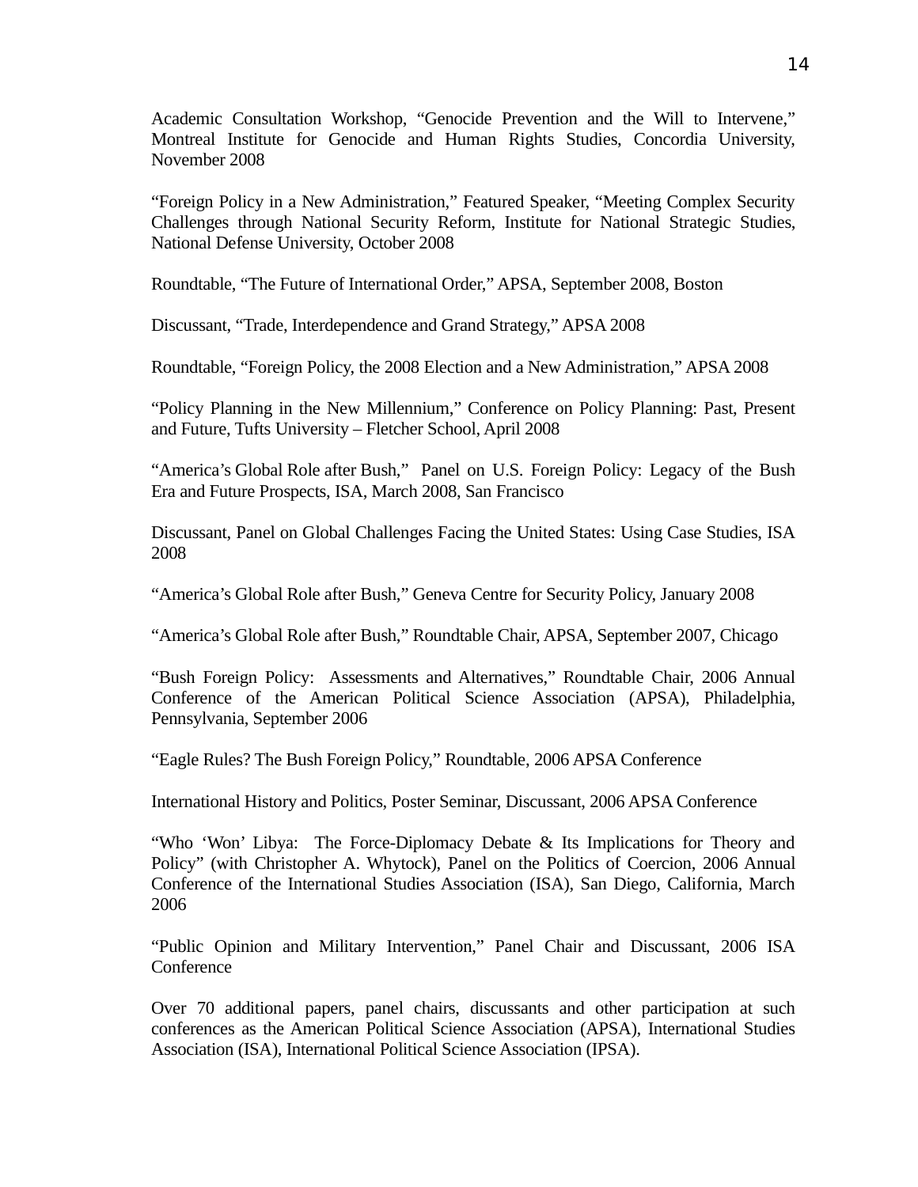Academic Consultation Workshop, “Genocide Prevention and the Will to Intervene,” Montreal Institute for Genocide and Human Rights Studies, Concordia University, November 2008

“Foreign Policy in a New Administration,” Featured Speaker, “Meeting Complex Security Challenges through National Security Reform, Institute for National Strategic Studies, National Defense University, October 2008

Roundtable, “The Future of International Order,” APSA, September 2008, Boston

Discussant, “Trade, Interdependence and Grand Strategy,” APSA 2008

Roundtable, “Foreign Policy, the 2008 Election and a New Administration,” APSA 2008

“Policy Planning in the New Millennium,” Conference on Policy Planning: Past, Present and Future, Tufts University – Fletcher School, April 2008

“America’s Global Role after Bush,” Panel on U.S. Foreign Policy: Legacy of the Bush Era and Future Prospects, ISA, March 2008, San Francisco

Discussant, Panel on Global Challenges Facing the United States: Using Case Studies, ISA 2008

“America’s Global Role after Bush,” Geneva Centre for Security Policy, January 2008

“America’s Global Role after Bush,” Roundtable Chair, APSA, September 2007, Chicago

“Bush Foreign Policy: Assessments and Alternatives,” Roundtable Chair, 2006 Annual Conference of the American Political Science Association (APSA), Philadelphia, Pennsylvania, September 2006

“Eagle Rules? The Bush Foreign Policy,” Roundtable, 2006 APSA Conference

International History and Politics, Poster Seminar, Discussant, 2006 APSA Conference

“Who ‘Won’ Libya: The Force-Diplomacy Debate & Its Implications for Theory and Policy” (with Christopher A. Whytock), Panel on the Politics of Coercion, 2006 Annual Conference of the International Studies Association (ISA), San Diego, California, March 2006

“Public Opinion and Military Intervention,” Panel Chair and Discussant, 2006 ISA Conference

Over 70 additional papers, panel chairs, discussants and other participation at such conferences as the American Political Science Association (APSA), International Studies Association (ISA), International Political Science Association (IPSA).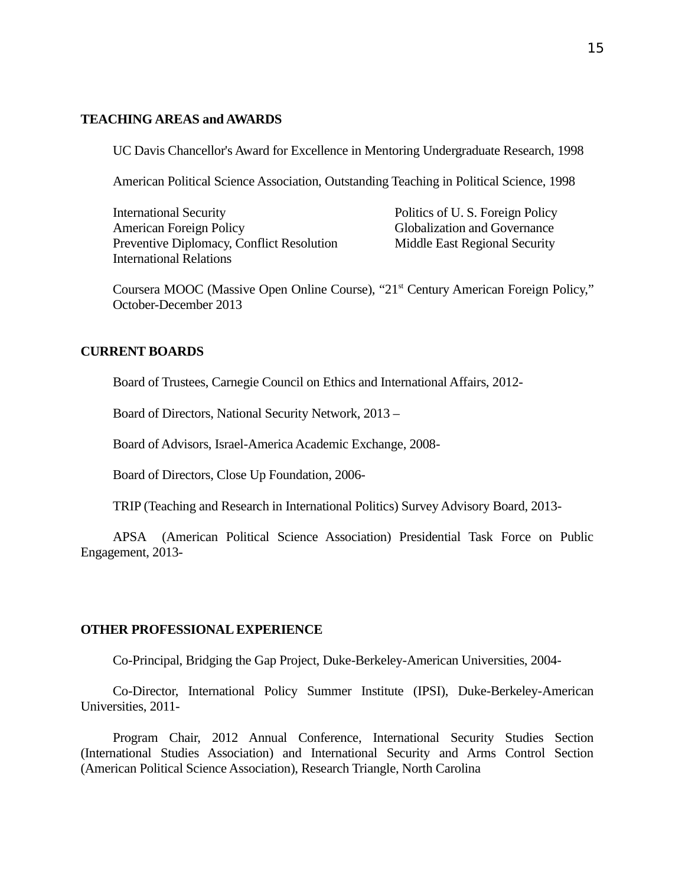**TEACHING AREAS and AWARDS**

UC Davis Chancellor's Award for Excellence in Mentoring Undergraduate Research, 1998

American Political Science Association, Outstanding Teaching in Political Science, 1998

- International Security
- American Foreign Policy
- Preventive Diplomacy, Conflict Resolution
- International Relations
- Politics of U. S. Foreign Policy
- Globalization and Governance
- Middle East Regional Security

Coursera MOOC (Massive Open Online Course), "21st Century American Foreign Policy," October-December 2013

**CURRENT BOARDS**

Board of Trustees, Carnegie Council on Ethics and International Affairs, 2012-

Board of Directors, National Security Network, 2013 –

Board of Advisors, Israel-America Academic Exchange, 2008-

Board of Directors, Close Up Foundation, 2006-

TRIP (Teaching and Research in International Politics) Survey Advisory Board, 2013-

APSA (American Political Science Association) Presidential Task Force on Public Engagement, 2013-

**OTHER PROFESSIONAL EXPERIENCE**

Co-Principal, Bridging the Gap Project, Duke-Berkeley-American Universities, 2004-

Co-Director, International Policy Summer Institute (IPSI), Duke-Berkeley-American Universities, 2011-

Program Chair, 2012 Annual Conference, International Security Studies Section (International Studies Association) and International Security and Arms Control Section (American Political Science Association), Research Triangle, North Carolina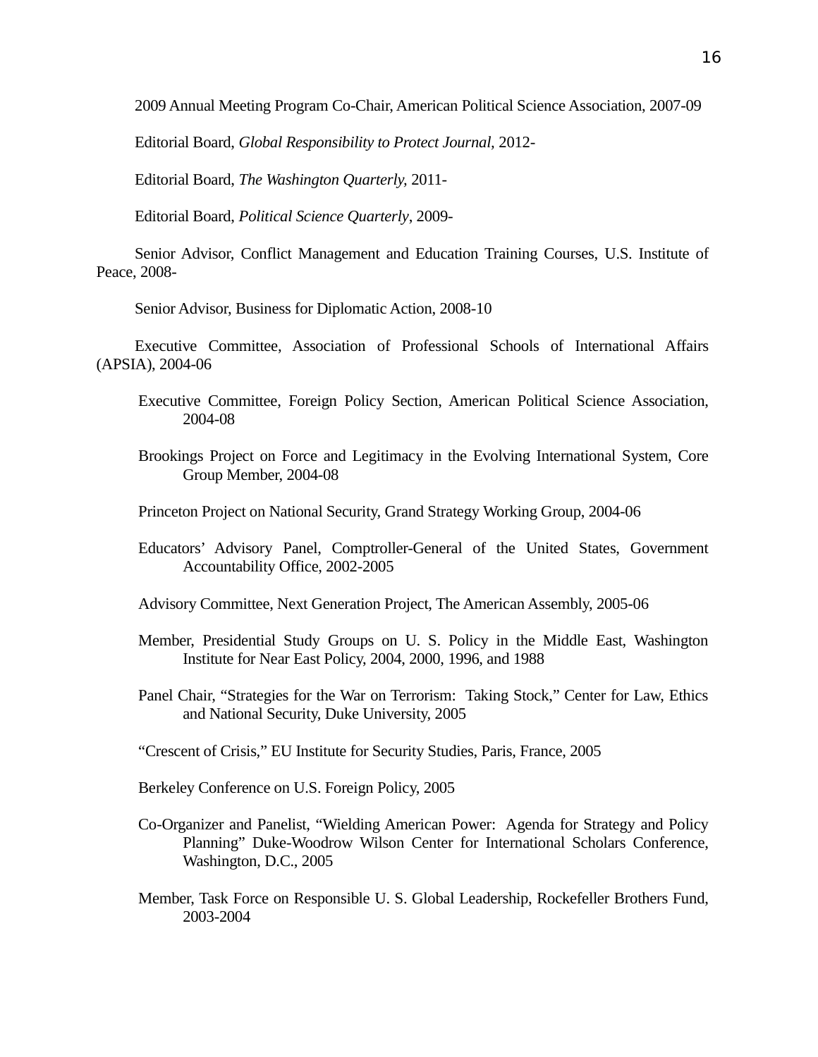2009 Annual Meeting Program Co-Chair, American Political Science Association, 2007-09

Editorial Board, *Global Responsibility to Protect Journal*, 2012-

Editorial Board, *The Washington Quarterly,* 2011-

Editorial Board, *Political Science Quarterly*, 2009-

Senior Advisor, Conflict Management and Education Training Courses, U.S. Institute of Peace, 2008-

Senior Advisor, Business for Diplomatic Action, 2008-10

Executive Committee, Association of Professional Schools of International Affairs (APSIA), 2004-06

Executive Committee, Foreign Policy Section, American Political Science Association, 2004-08

Brookings Project on Force and Legitimacy in the Evolving International System, Core Group Member, 2004-08

Princeton Project on National Security, Grand Strategy Working Group, 2004-06

Educators' Advisory Panel, Comptroller-General of the United States, Government Accountability Office, 2002-2005

Advisory Committee, Next Generation Project, The American Assembly, 2005-06

Member, Presidential Study Groups on U. S. Policy in the Middle East, Washington Institute for Near East Policy, 2004, 2000, 1996, and 1988

Panel Chair, "Strategies for the War on Terrorism: Taking Stock," Center for Law, Ethics and National Security, Duke University, 2005

"Crescent of Crisis," EU Institute for Security Studies, Paris, France, 2005

Berkeley Conference on U.S. Foreign Policy, 2005

Co-Organizer and Panelist, "Wielding American Power: Agenda for Strategy and Policy Planning" Duke-Woodrow Wilson Center for International Scholars Conference, Washington, D.C., 2005

Member, Task Force on Responsible U. S. Global Leadership, Rockefeller Brothers Fund, 2003-2004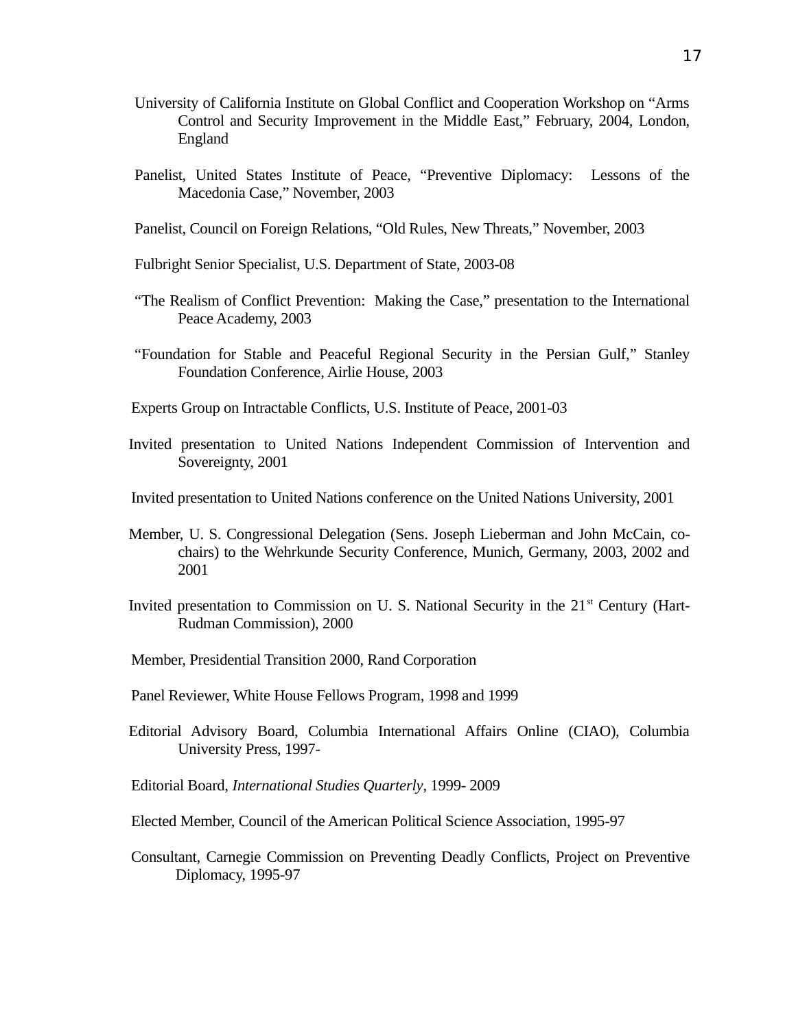University of California Institute on Global Conflict and Cooperation Workshop on "Arms Control and Security Improvement in the Middle East," February, 2004, London, England

Panelist, United States Institute of Peace, "Preventive Diplomacy: Lessons of the Macedonia Case," November, 2003

Panelist, Council on Foreign Relations, "Old Rules, New Threats," November, 2003

Fulbright Senior Specialist, U.S. Department of State, 2003-08

"The Realism of Conflict Prevention: Making the Case," presentation to the International Peace Academy, 2003

"Foundation for Stable and Peaceful Regional Security in the Persian Gulf," Stanley Foundation Conference, Airlie House, 2003

Experts Group on Intractable Conflicts, U.S. Institute of Peace, 2001-03

Invited presentation to United Nations Independent Commission of Intervention and Sovereignty, 2001

Invited presentation to United Nations conference on the United Nations University, 2001

Member, U. S. Congressional Delegation (Sens. Joseph Lieberman and John McCain, co-chairs) to the Wehrkunde Security Conference, Munich, Germany, 2003, 2002 and 2001

Invited presentation to Commission on U. S. National Security in the 21st Century (Hart-Rudman Commission), 2000

Member, Presidential Transition 2000, Rand Corporation

Panel Reviewer, White House Fellows Program, 1998 and 1999

Editorial Advisory Board, Columbia International Affairs Online (CIAO), Columbia University Press, 1997-

Editorial Board, *International Studies Quarterly*, 1999- 2009

Elected Member, Council of the American Political Science Association, 1995-97

Consultant, Carnegie Commission on Preventing Deadly Conflicts, Project on Preventive Diplomacy, 1995-97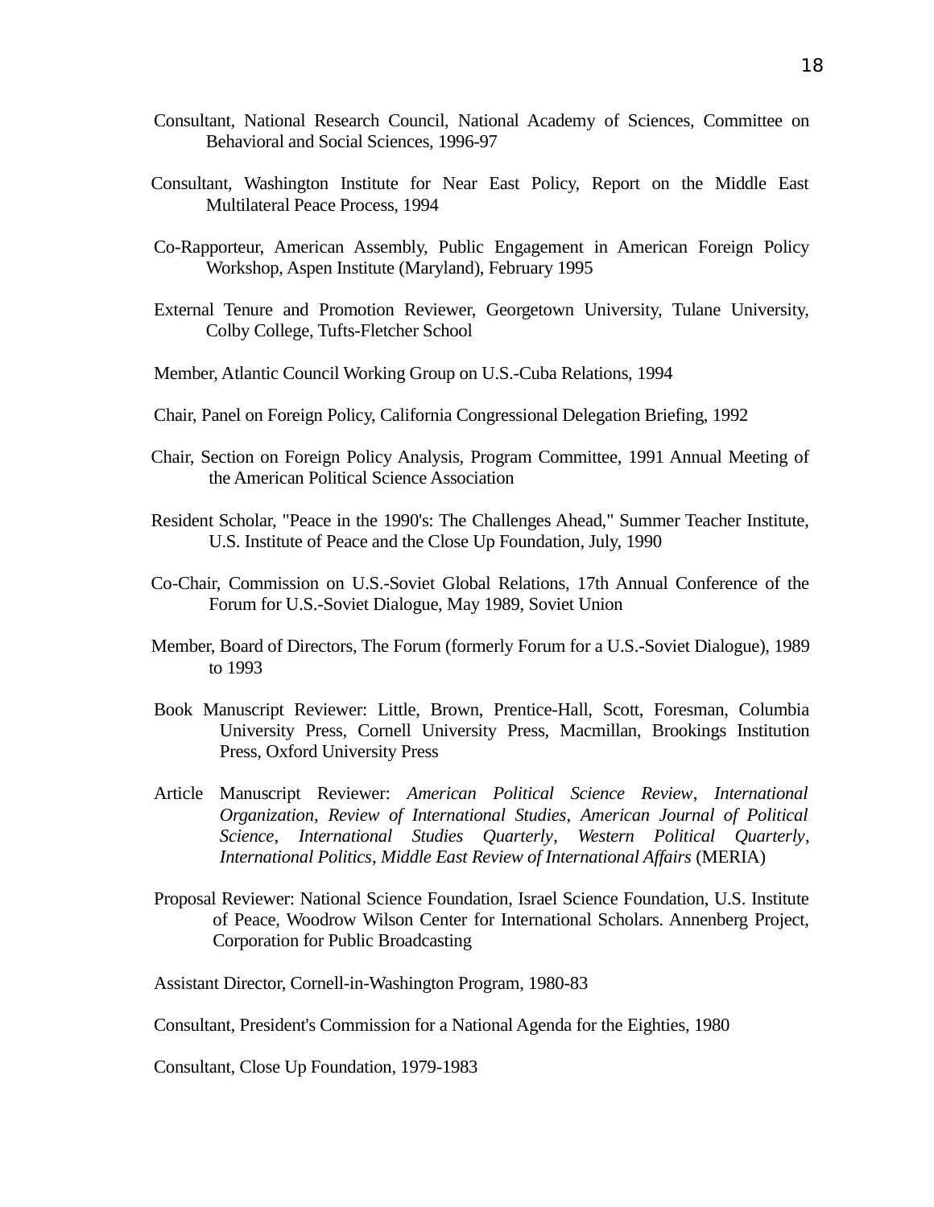Consultant, National Research Council, National Academy of Sciences, Committee on Behavioral and Social Sciences, 1996-97

Consultant, Washington Institute for Near East Policy, Report on the Middle East Multilateral Peace Process, 1994

Co-Rapporteur, American Assembly, Public Engagement in American Foreign Policy Workshop, Aspen Institute (Maryland), February 1995

External Tenure and Promotion Reviewer, Georgetown University, Tulane University, Colby College, Tufts-Fletcher School

Member, Atlantic Council Working Group on U.S.-Cuba Relations, 1994

Chair, Panel on Foreign Policy, California Congressional Delegation Briefing, 1992

Chair, Section on Foreign Policy Analysis, Program Committee, 1991 Annual Meeting of the American Political Science Association

Resident Scholar, "Peace in the 1990's: The Challenges Ahead," Summer Teacher Institute, U.S. Institute of Peace and the Close Up Foundation, July, 1990

Co-Chair, Commission on U.S.-Soviet Global Relations, 17th Annual Conference of the Forum for U.S.-Soviet Dialogue, May 1989, Soviet Union

Member, Board of Directors, The Forum (formerly Forum for a U.S.-Soviet Dialogue), 1989 to 1993

Book Manuscript Reviewer: Little, Brown, Prentice-Hall, Scott, Foresman, Columbia University Press, Cornell University Press, Macmillan, Brookings Institution Press, Oxford University Press

Article Manuscript Reviewer: *American Political Science Review*, *International Organization*, *Review of International Studies*, *American Journal of Political Science*, *International Studies Quarterly*, *Western Political Quarterly*, *International Politics*, *Middle East Review of International Affairs* (MERIA)

Proposal Reviewer: National Science Foundation, Israel Science Foundation, U.S. Institute of Peace, Woodrow Wilson Center for International Scholars. Annenberg Project, Corporation for Public Broadcasting

Assistant Director, Cornell-in-Washington Program, 1980-83

Consultant, President's Commission for a National Agenda for the Eighties, 1980

Consultant, Close Up Foundation, 1979-1983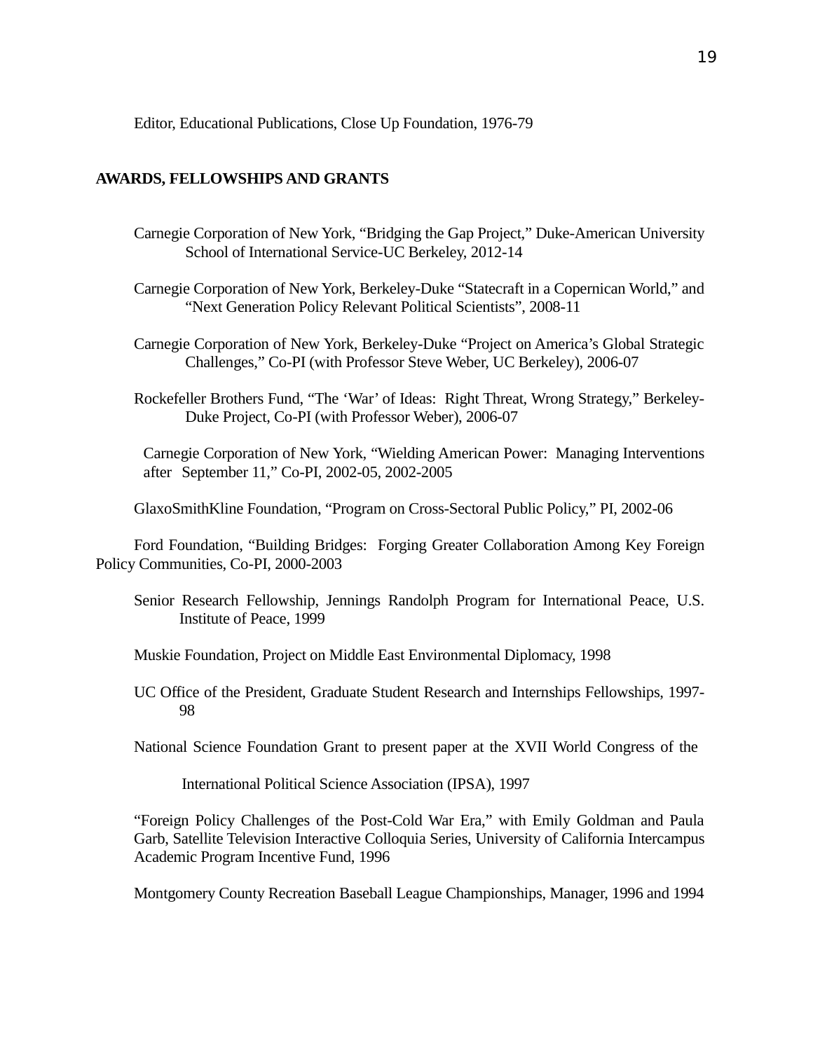Editor, Educational Publications, Close Up Foundation, 1976-79

## AWARDS, FELLOWSHIPS AND GRANTS

Carnegie Corporation of New York, "Bridging the Gap Project," Duke-American University School of International Service-UC Berkeley, 2012-14

Carnegie Corporation of New York, Berkeley-Duke "Statecraft in a Copernican World," and "Next Generation Policy Relevant Political Scientists", 2008-11

Carnegie Corporation of New York, Berkeley-Duke "Project on America's Global Strategic Challenges," Co-PI (with Professor Steve Weber, UC Berkeley), 2006-07

Rockefeller Brothers Fund, "The 'War' of Ideas: Right Threat, Wrong Strategy," Berkeley-Duke Project, Co-PI (with Professor Weber), 2006-07

Carnegie Corporation of New York, "Wielding American Power: Managing Interventions after September 11," Co-PI, 2002-05, 2002-2005

GlaxoSmithKline Foundation, "Program on Cross-Sectoral Public Policy," PI, 2002-06

Ford Foundation, "Building Bridges: Forging Greater Collaboration Among Key Foreign Policy Communities, Co-PI, 2000-2003

Senior Research Fellowship, Jennings Randolph Program for International Peace, U.S. Institute of Peace, 1999

Muskie Foundation, Project on Middle East Environmental Diplomacy, 1998

UC Office of the President, Graduate Student Research and Internships Fellowships, 1997-98

National Science Foundation Grant to present paper at the XVII World Congress of the International Political Science Association (IPSA), 1997

"Foreign Policy Challenges of the Post-Cold War Era," with Emily Goldman and Paula Garb, Satellite Television Interactive Colloquia Series, University of California Intercampus Academic Program Incentive Fund, 1996

Montgomery County Recreation Baseball League Championships, Manager, 1996 and 1994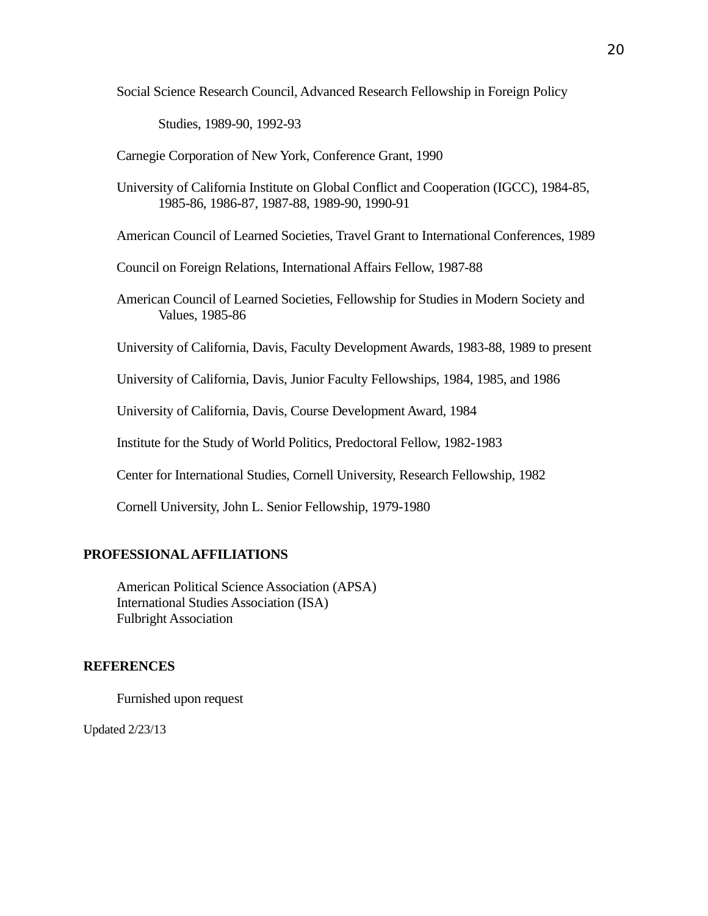Social Science Research Council, Advanced Research Fellowship in Foreign Policy Studies, 1989-90, 1992-93

Carnegie Corporation of New York, Conference Grant, 1990

University of California Institute on Global Conflict and Cooperation (IGCC), 1984-85, 1985-86, 1986-87, 1987-88, 1989-90, 1990-91

American Council of Learned Societies, Travel Grant to International Conferences, 1989

Council on Foreign Relations, International Affairs Fellow, 1987-88

American Council of Learned Societies, Fellowship for Studies in Modern Society and Values, 1985-86

University of California, Davis, Faculty Development Awards, 1983-88, 1989 to present

University of California, Davis, Junior Faculty Fellowships, 1984, 1985, and 1986

University of California, Davis, Course Development Award, 1984

Institute for the Study of World Politics, Predoctoral Fellow, 1982-1983

Center for International Studies, Cornell University, Research Fellowship, 1982

Cornell University, John L. Senior Fellowship, 1979-1980

## PROFESSIONAL AFFILIATIONS

American Political Science Association (APSA)
International Studies Association (ISA)
Fulbright Association

## REFERENCES

Furnished upon request

Updated 2/23/13